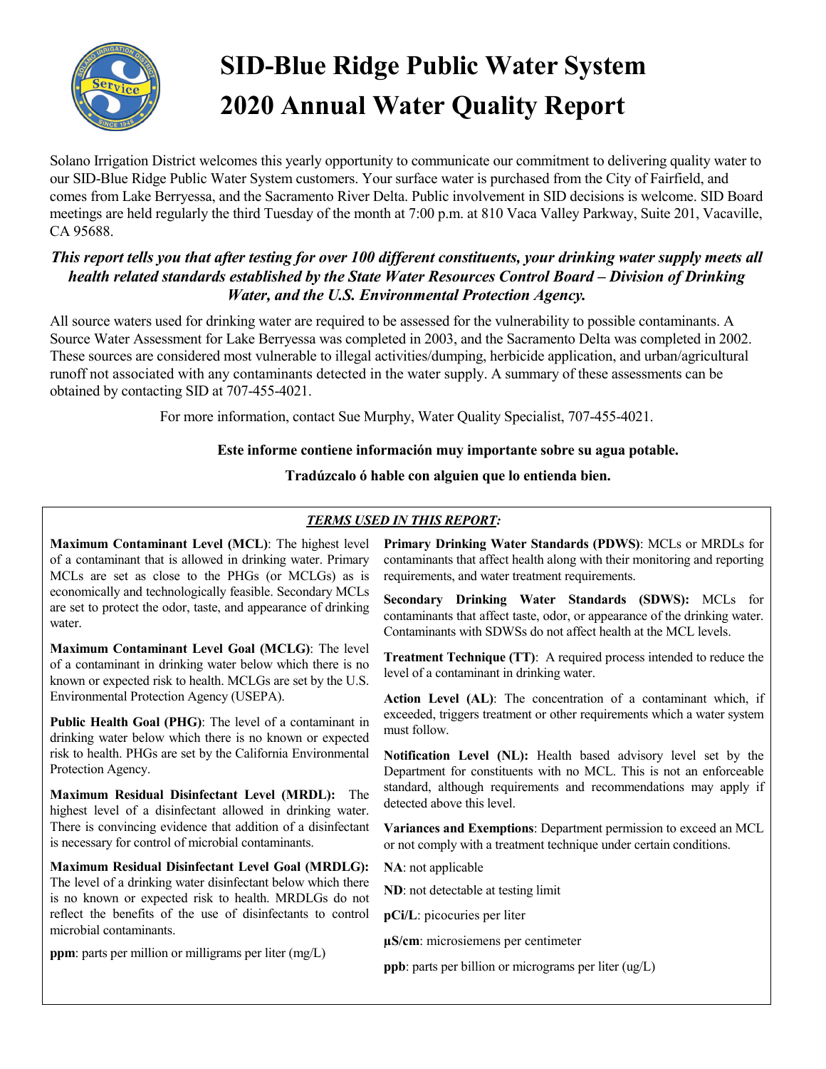# SID-Blue Ridge Public Water System 2020 Annual Water Quality Report

Solano Irrigation District welcomes this yearly opportunity to communicate our commitment to delivering quality water to our SID-Blue Ridge Public Water System customers. Your surface water is purchased from the City of Fairfield, and comes from Lake Berryessa, and the Sacramento River Delta. Public involvement in SID decisions is welcome. SID Board meetings are held regularly the third Tuesday of the month at 7:00 p.m. at 810 Vaca Valley Parkway, Suite 201, Vacaville, CA 95688.

***This report tells you that after testing for over 100 different constituents, your drinking water supply meets all health related standards established by the State Water Resources Control Board – Division of Drinking Water, and the U.S. Environmental Protection Agency.***

All source waters used for drinking water are required to be assessed for the vulnerability to possible contaminants. A Source Water Assessment for Lake Berryessa was completed in 2003, and the Sacramento Delta was completed in 2002. These sources are considered most vulnerable to illegal activities/dumping, herbicide application, and urban/agricultural runoff not associated with any contaminants detected in the water supply. A summary of these assessments can be obtained by contacting SID at 707-455-4021.

For more information, contact Sue Murphy, Water Quality Specialist, 707-455-4021.

**Este informe contiene información muy importante sobre su agua potable.**

**Tradúzcalo ó hable con alguien que lo entienda bien.**

***TERMS USED IN THIS REPORT:***

**Maximum Contaminant Level (MCL)**: The highest level of a contaminant that is allowed in drinking water. Primary MCLs are set as close to the PHGs (or MCLGs) as is economically and technologically feasible. Secondary MCLs are set to protect the odor, taste, and appearance of drinking water.

**Maximum Contaminant Level Goal (MCLG)**: The level of a contaminant in drinking water below which there is no known or expected risk to health. MCLGs are set by the U.S. Environmental Protection Agency (USEPA).

**Public Health Goal (PHG)**: The level of a contaminant in drinking water below which there is no known or expected risk to health. PHGs are set by the California Environmental Protection Agency.

**Maximum Residual Disinfectant Level (MRDL):** The highest level of a disinfectant allowed in drinking water. There is convincing evidence that addition of a disinfectant is necessary for control of microbial contaminants.

**Maximum Residual Disinfectant Level Goal (MRDLG):** The level of a drinking water disinfectant below which there is no known or expected risk to health. MRDLGs do not reflect the benefits of the use of disinfectants to control microbial contaminants.

**ppm**: parts per million or milligrams per liter (mg/L)

**Primary Drinking Water Standards (PDWS)**: MCLs or MRDLs for contaminants that affect health along with their monitoring and reporting requirements, and water treatment requirements.

**Secondary Drinking Water Standards (SDWS):** MCLs for contaminants that affect taste, odor, or appearance of the drinking water. Contaminants with SDWSs do not affect health at the MCL levels.

**Treatment Technique (TT)**: A required process intended to reduce the level of a contaminant in drinking water.

**Action Level (AL)**: The concentration of a contaminant which, if exceeded, triggers treatment or other requirements which a water system must follow.

**Notification Level (NL):** Health based advisory level set by the Department for constituents with no MCL. This is not an enforceable standard, although requirements and recommendations may apply if detected above this level.

**Variances and Exemptions**: Department permission to exceed an MCL or not comply with a treatment technique under certain conditions.

**NA**: not applicable

**ND**: not detectable at testing limit

**pCi/L**: picocuries per liter

**µS/cm**: microsiemens per centimeter

**ppb**: parts per billion or micrograms per liter (ug/L)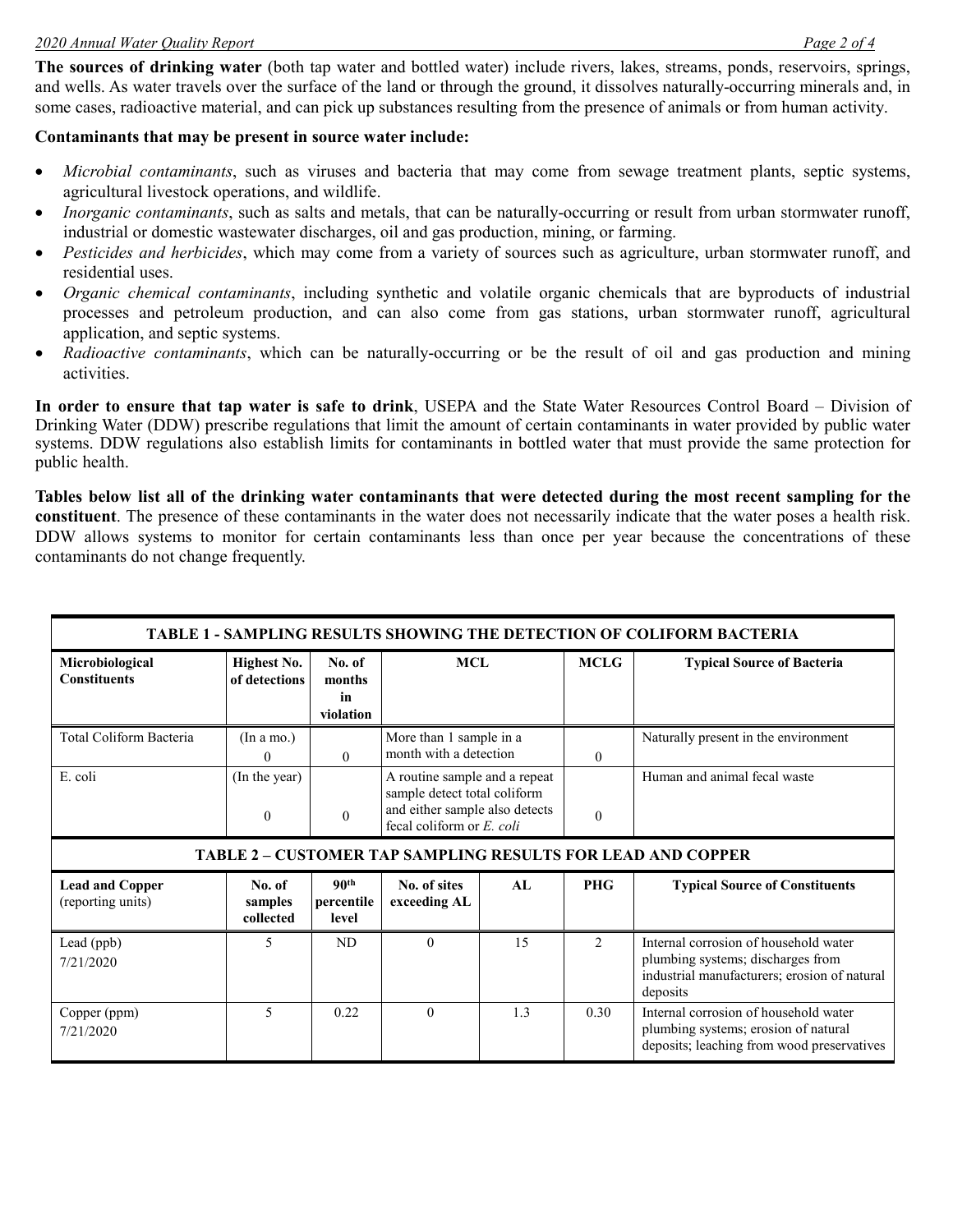**The sources of drinking water** (both tap water and bottled water) include rivers, lakes, streams, ponds, reservoirs, springs, and wells. As water travels over the surface of the land or through the ground, it dissolves naturally-occurring minerals and, in some cases, radioactive material, and can pick up substances resulting from the presence of animals or from human activity.

**Contaminants that may be present in source water include:**

- *Microbial contaminants*, such as viruses and bacteria that may come from sewage treatment plants, septic systems, agricultural livestock operations, and wildlife.
- *Inorganic contaminants*, such as salts and metals, that can be naturally-occurring or result from urban stormwater runoff, industrial or domestic wastewater discharges, oil and gas production, mining, or farming.
- *Pesticides and herbicides*, which may come from a variety of sources such as agriculture, urban stormwater runoff, and residential uses.
- *Organic chemical contaminants*, including synthetic and volatile organic chemicals that are byproducts of industrial processes and petroleum production, and can also come from gas stations, urban stormwater runoff, agricultural application, and septic systems.
- *Radioactive contaminants*, which can be naturally-occurring or be the result of oil and gas production and mining activities.

**In order to ensure that tap water is safe to drink**, USEPA and the State Water Resources Control Board – Division of Drinking Water (DDW) prescribe regulations that limit the amount of certain contaminants in water provided by public water systems. DDW regulations also establish limits for contaminants in bottled water that must provide the same protection for public health.

**Tables below list all of the drinking water contaminants that were detected during the most recent sampling for the constituent**. The presence of these contaminants in the water does not necessarily indicate that the water poses a health risk. DDW allows systems to monitor for certain contaminants less than once per year because the concentrations of these contaminants do not change frequently.

**TABLE 1 - SAMPLING RESULTS SHOWING THE DETECTION OF COLIFORM BACTERIA**

| Microbiological Constituents | Highest No. of detections | No. of months in violation | MCL | MCLG | Typical Source of Bacteria |
|---|---|---|---|---|---|
| Total Coliform Bacteria | (In a mo.) 0 | 0 | More than 1 sample in a month with a detection | 0 | Naturally present in the environment |
| E. coli | (In the year) 0 | 0 | A routine sample and a repeat sample detect total coliform and either sample also detects fecal coliform or *E. coli* | 0 | Human and animal fecal waste |

**TABLE 2 – CUSTOMER TAP SAMPLING RESULTS FOR LEAD AND COPPER**

| Lead and Copper (reporting units) | No. of samples collected | 90th percentile level | No. of sites exceeding AL | AL | PHG | Typical Source of Constituents |
|---|---|---|---|---|---|---|
| Lead (ppb) 7/21/2020 | 5 | ND | 0 | 15 | 2 | Internal corrosion of household water plumbing systems; discharges from industrial manufacturers; erosion of natural deposits |
| Copper (ppm) 7/21/2020 | 5 | 0.22 | 0 | 1.3 | 0.30 | Internal corrosion of household water plumbing systems; erosion of natural deposits; leaching from wood preservatives |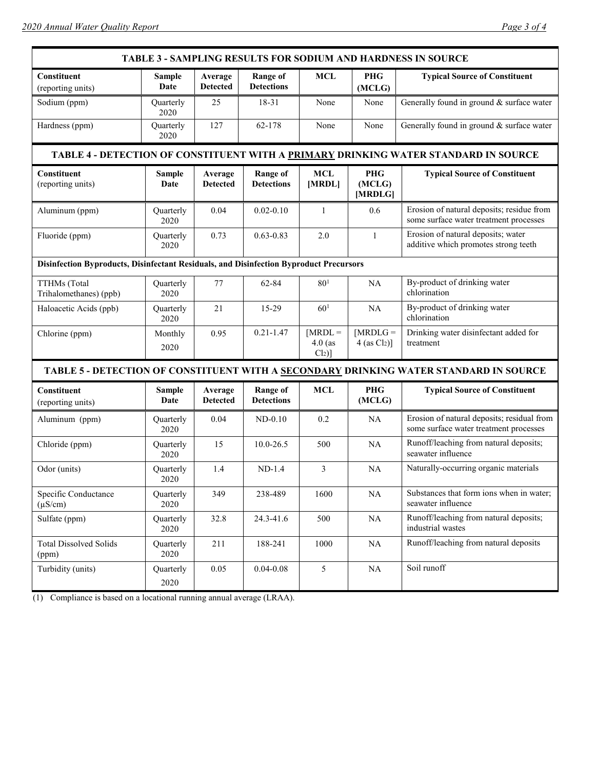## TABLE 3 - SAMPLING RESULTS FOR SODIUM AND HARDNESS IN SOURCE

| Constituent (reporting units) | Sample Date | Average Detected | Range of Detections | MCL | PHG (MCLG) | Typical Source of Constituent |
|---|---|---|---|---|---|---|
| Sodium (ppm) | Quarterly 2020 | 25 | 18-31 | None | None | Generally found in ground & surface water |
| Hardness (ppm) | Quarterly 2020 | 127 | 62-178 | None | None | Generally found in ground & surface water |

## TABLE 4 - DETECTION OF CONSTITUENT WITH A PRIMARY DRINKING WATER STANDARD IN SOURCE

| Constituent (reporting units) | Sample Date | Average Detected | Range of Detections | MCL [MRDL] | PHG (MCLG) [MRDLG] | Typical Source of Constituent |
|---|---|---|---|---|---|---|
| Aluminum (ppm) | Quarterly 2020 | 0.04 | 0.02-0.10 | 1 | 0.6 | Erosion of natural deposits; residue from some surface water treatment processes |
| Fluoride (ppm) | Quarterly 2020 | 0.73 | 0.63-0.83 | 2.0 | 1 | Erosion of natural deposits; water additive which promotes strong teeth |
| **Disinfection Byproducts, Disinfectant Residuals, and Disinfection Byproduct Precursors** | | | | | | |
| TTHMs (Total Trihalomethanes) (ppb) | Quarterly 2020 | 77 | 62-84 | 80[1] | NA | By-product of drinking water chlorination |
| Haloacetic Acids (ppb) | Quarterly 2020 | 21 | 15-29 | 60[1] | NA | By-product of drinking water chlorination |
| Chlorine (ppm) | Monthly 2020 | 0.95 | 0.21-1.47 | [MRDL = 4.0 (as $Cl_2$)] | [MRDLG = 4 (as $Cl_2$)] | Drinking water disinfectant added for treatment |

## TABLE 5 - DETECTION OF CONSTITUENT WITH A SECONDARY DRINKING WATER STANDARD IN SOURCE

| Constituent (reporting units) | Sample Date | Average Detected | Range of Detections | MCL | PHG (MCLG) | Typical Source of Constituent |
|---|---|---|---|---|---|---|
| Aluminum (ppm) | Quarterly 2020 | 0.04 | ND-0.10 | 0.2 | NA | Erosion of natural deposits; residual from some surface water treatment processes |
| Chloride (ppm) | Quarterly 2020 | 15 | 10.0-26.5 | 500 | NA | Runoff/leaching from natural deposits; seawater influence |
| Odor (units) | Quarterly 2020 | 1.4 | ND-1.4 | 3 | NA | Naturally-occurring organic materials |
| Specific Conductance (μS/cm) | Quarterly 2020 | 349 | 238-489 | 1600 | NA | Substances that form ions when in water; seawater influence |
| Sulfate (ppm) | Quarterly 2020 | 32.8 | 24.3-41.6 | 500 | NA | Runoff/leaching from natural deposits; industrial wastes |
| Total Dissolved Solids (ppm) | Quarterly 2020 | 211 | 188-241 | 1000 | NA | Runoff/leaching from natural deposits |
| Turbidity (units) | Quarterly 2020 | 0.05 | 0.04-0.08 | 5 | NA | Soil runoff |

(1) Compliance is based on a locational running annual average (LRAA).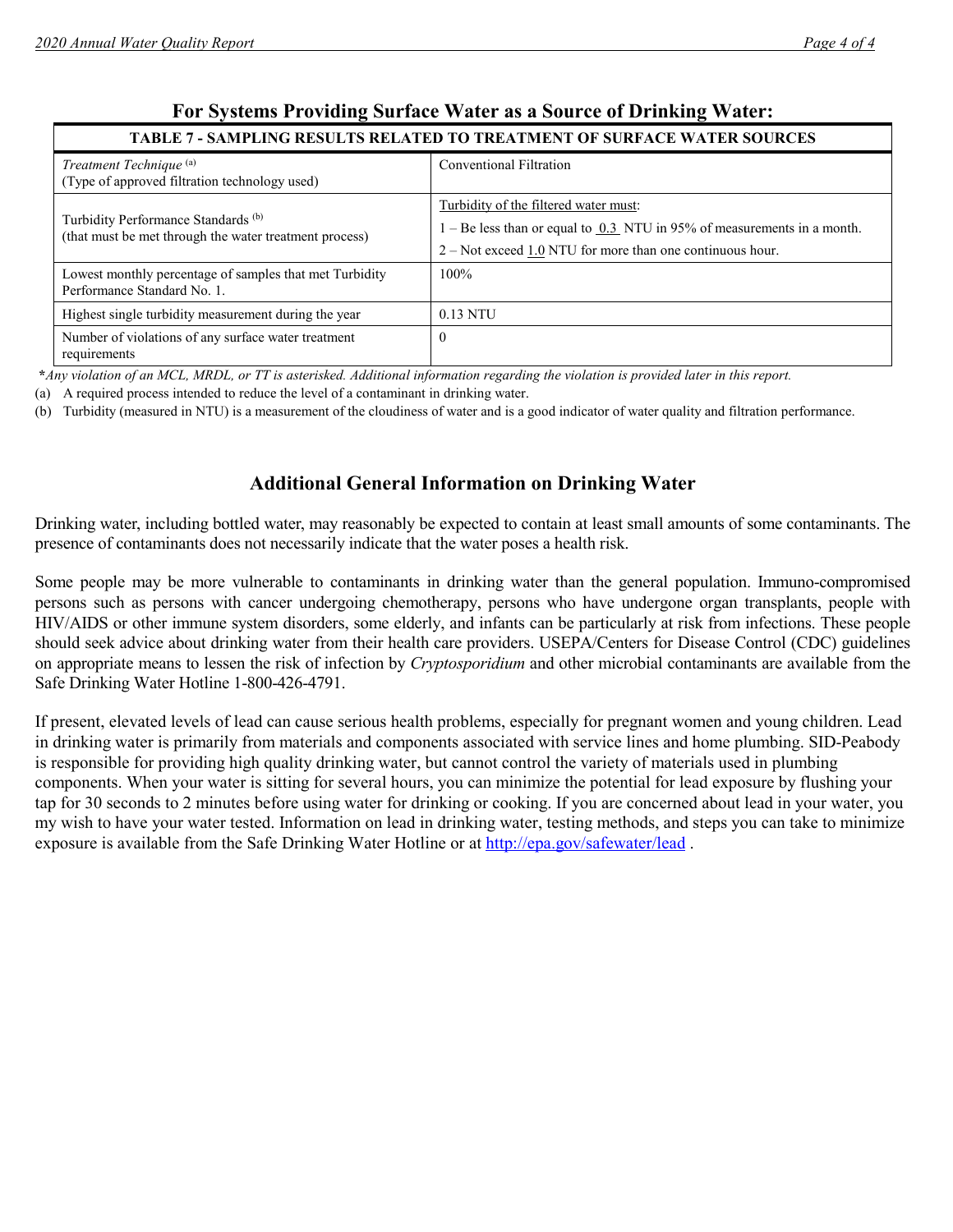## For Systems Providing Surface Water as a Source of Drinking Water:

| TABLE 7 - SAMPLING RESULTS RELATED TO TREATMENT OF SURFACE WATER SOURCES | |
|---|---|
| *Treatment Technique* [(a)] (Type of approved filtration technology used) | Conventional Filtration |
| Turbidity Performance Standards [(b)] (that must be met through the water treatment process) | Turbidity of the filtered water must: 1 – Be less than or equal to 0.3 NTU in 95% of measurements in a month. 2 – Not exceed 1.0 NTU for more than one continuous hour. |
| Lowest monthly percentage of samples that met Turbidity Performance Standard No. 1. | 100% |
| Highest single turbidity measurement during the year | 0.13 NTU |
| Number of violations of any surface water treatment requirements | 0 |

*\*Any violation of an MCL, MRDL, or TT is asterisked. Additional information regarding the violation is provided later in this report.*

(a) A required process intended to reduce the level of a contaminant in drinking water.

(b) Turbidity (measured in NTU) is a measurement of the cloudiness of water and is a good indicator of water quality and filtration performance.

## Additional General Information on Drinking Water

Drinking water, including bottled water, may reasonably be expected to contain at least small amounts of some contaminants. The presence of contaminants does not necessarily indicate that the water poses a health risk.

Some people may be more vulnerable to contaminants in drinking water than the general population. Immuno-compromised persons such as persons with cancer undergoing chemotherapy, persons who have undergone organ transplants, people with HIV/AIDS or other immune system disorders, some elderly, and infants can be particularly at risk from infections. These people should seek advice about drinking water from their health care providers. USEPA/Centers for Disease Control (CDC) guidelines on appropriate means to lessen the risk of infection by *Cryptosporidium* and other microbial contaminants are available from the Safe Drinking Water Hotline 1-800-426-4791.

If present, elevated levels of lead can cause serious health problems, especially for pregnant women and young children. Lead in drinking water is primarily from materials and components associated with service lines and home plumbing. SID-Peabody is responsible for providing high quality drinking water, but cannot control the variety of materials used in plumbing components. When your water is sitting for several hours, you can minimize the potential for lead exposure by flushing your tap for 30 seconds to 2 minutes before using water for drinking or cooking. If you are concerned about lead in your water, you my wish to have your water tested. Information on lead in drinking water, testing methods, and steps you can take to minimize exposure is available from the Safe Drinking Water Hotline or at [http://epa.gov/safewater/lead](http://epa.gov/safewater/lead) .